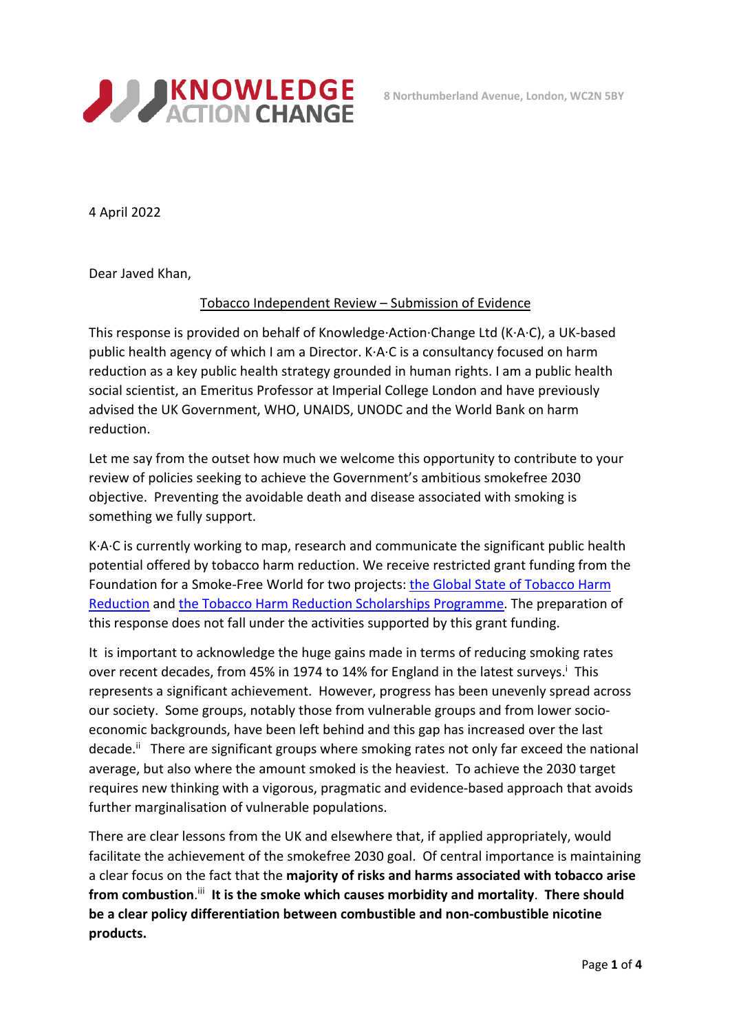8 Northumberland Avenue, London, WC2N 5BY

4 April 2022

Dear Javed Khan,

Tobacco Independent Review – Submission of Evidence

This response is provided on behalf of Knowledge·Action·Change Ltd (K·A·C), a UK-based public health agency of which I am a Director. K·A·C is a consultancy focused on harm reduction as a key public health strategy grounded in human rights. I am a public health social scientist, an Emeritus Professor at Imperial College London and have previously advised the UK Government, WHO, UNAIDS, UNODC and the World Bank on harm reduction.

Let me say from the outset how much we welcome this opportunity to contribute to your review of policies seeking to achieve the Government's ambitious smokefree 2030 objective. Preventing the avoidable death and disease associated with smoking is something we fully support.

K·A·C is currently working to map, research and communicate the significant public health potential offered by tobacco harm reduction. We receive restricted grant funding from the Foundation for a Smoke-Free World for two projects: the Global State of Tobacco Harm Reduction and the Tobacco Harm Reduction Scholarships Programme. The preparation of this response does not fall under the activities supported by this grant funding.

It is important to acknowledge the huge gains made in terms of reducing smoking rates over recent decades, from 45% in 1974 to 14% for England in the latest surveys.[i] This represents a significant achievement. However, progress has been unevenly spread across our society. Some groups, notably those from vulnerable groups and from lower socio-economic backgrounds, have been left behind and this gap has increased over the last decade.[ii] There are significant groups where smoking rates not only far exceed the national average, but also where the amount smoked is the heaviest. To achieve the 2030 target requires new thinking with a vigorous, pragmatic and evidence-based approach that avoids further marginalisation of vulnerable populations.

There are clear lessons from the UK and elsewhere that, if applied appropriately, would facilitate the achievement of the smokefree 2030 goal. Of central importance is maintaining a clear focus on the fact that the **majority of risks and harms associated with tobacco arise from combustion**.[iii] **It is the smoke which causes morbidity and mortality**. **There should be a clear policy differentiation between combustible and non-combustible nicotine products.**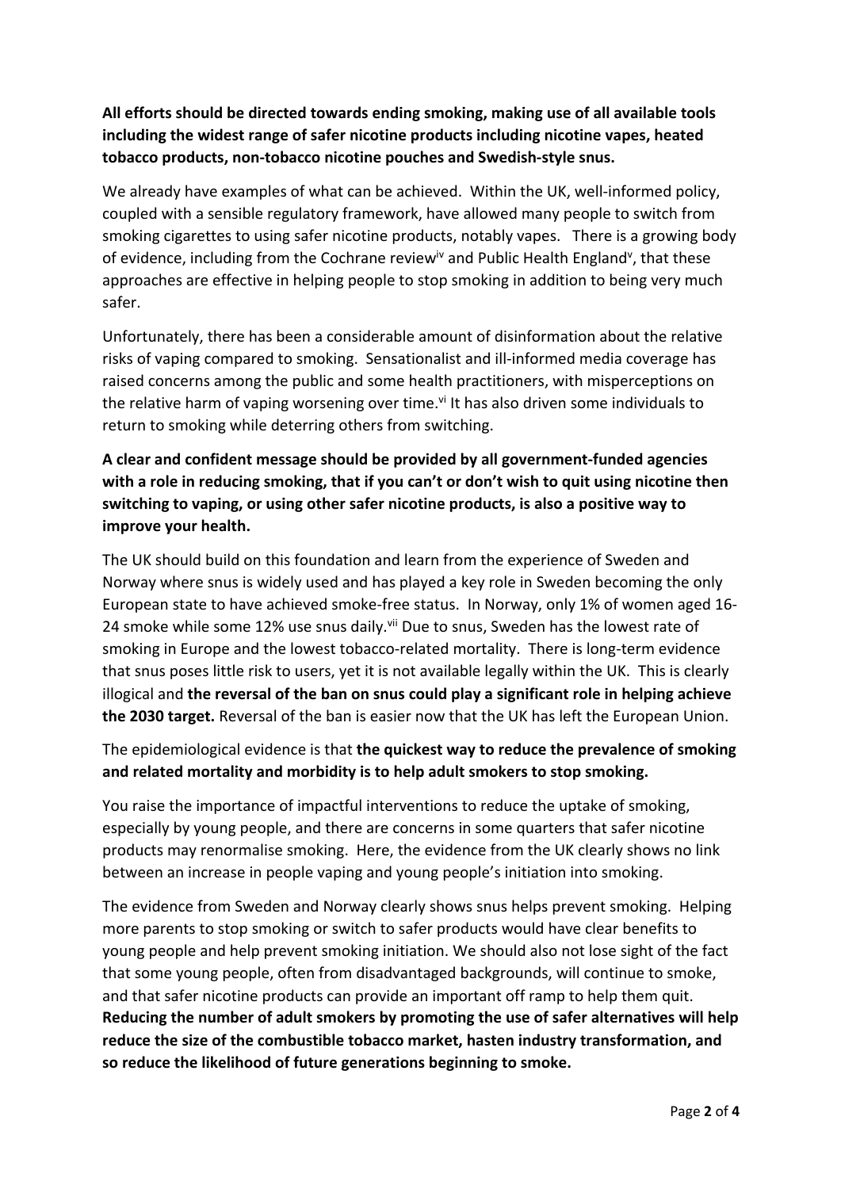**All efforts should be directed towards ending smoking, making use of all available tools including the widest range of safer nicotine products including nicotine vapes, heated tobacco products, non-tobacco nicotine pouches and Swedish-style snus.**

We already have examples of what can be achieved. Within the UK, well-informed policy, coupled with a sensible regulatory framework, have allowed many people to switch from smoking cigarettes to using safer nicotine products, notably vapes. There is a growing body of evidence, including from the Cochrane review[iv] and Public Health England[v], that these approaches are effective in helping people to stop smoking in addition to being very much safer.

Unfortunately, there has been a considerable amount of disinformation about the relative risks of vaping compared to smoking. Sensationalist and ill-informed media coverage has raised concerns among the public and some health practitioners, with misperceptions on the relative harm of vaping worsening over time.[vi] It has also driven some individuals to return to smoking while deterring others from switching.

**A clear and confident message should be provided by all government-funded agencies with a role in reducing smoking, that if you can't or don't wish to quit using nicotine then switching to vaping, or using other safer nicotine products, is also a positive way to improve your health.**

The UK should build on this foundation and learn from the experience of Sweden and Norway where snus is widely used and has played a key role in Sweden becoming the only European state to have achieved smoke-free status. In Norway, only 1% of women aged 16-24 smoke while some 12% use snus daily.[vii] Due to snus, Sweden has the lowest rate of smoking in Europe and the lowest tobacco-related mortality. There is long-term evidence that snus poses little risk to users, yet it is not available legally within the UK. This is clearly illogical and **the reversal of the ban on snus could play a significant role in helping achieve the 2030 target.** Reversal of the ban is easier now that the UK has left the European Union.

The epidemiological evidence is that **the quickest way to reduce the prevalence of smoking and related mortality and morbidity is to help adult smokers to stop smoking.**

You raise the importance of impactful interventions to reduce the uptake of smoking, especially by young people, and there are concerns in some quarters that safer nicotine products may renormalise smoking. Here, the evidence from the UK clearly shows no link between an increase in people vaping and young people's initiation into smoking.

The evidence from Sweden and Norway clearly shows snus helps prevent smoking. Helping more parents to stop smoking or switch to safer products would have clear benefits to young people and help prevent smoking initiation. We should also not lose sight of the fact that some young people, often from disadvantaged backgrounds, will continue to smoke, and that safer nicotine products can provide an important off ramp to help them quit. **Reducing the number of adult smokers by promoting the use of safer alternatives will help reduce the size of the combustible tobacco market, hasten industry transformation, and so reduce the likelihood of future generations beginning to smoke.**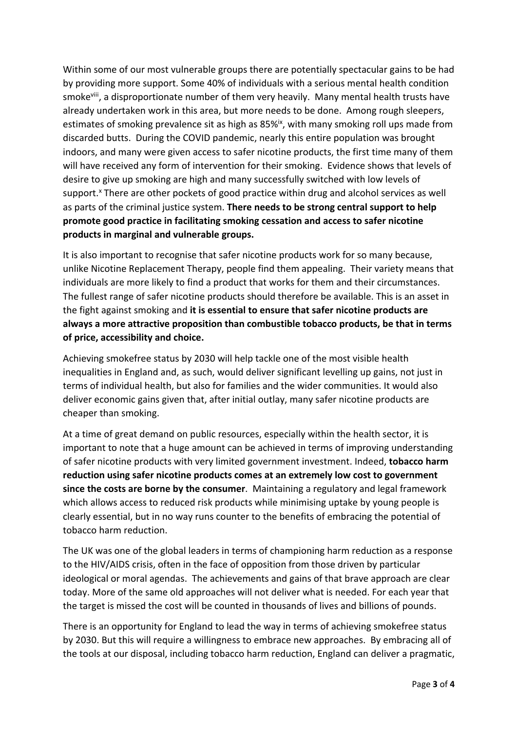Within some of our most vulnerable groups there are potentially spectacular gains to be had by providing more support. Some 40% of individuals with a serious mental health condition smoke[viii], a disproportionate number of them very heavily. Many mental health trusts have already undertaken work in this area, but more needs to be done. Among rough sleepers, estimates of smoking prevalence sit as high as 85%[ix], with many smoking roll ups made from discarded butts. During the COVID pandemic, nearly this entire population was brought indoors, and many were given access to safer nicotine products, the first time many of them will have received any form of intervention for their smoking. Evidence shows that levels of desire to give up smoking are high and many successfully switched with low levels of support.[x] There are other pockets of good practice within drug and alcohol services as well as parts of the criminal justice system. **There needs to be strong central support to help promote good practice in facilitating smoking cessation and access to safer nicotine products in marginal and vulnerable groups.**

It is also important to recognise that safer nicotine products work for so many because, unlike Nicotine Replacement Therapy, people find them appealing. Their variety means that individuals are more likely to find a product that works for them and their circumstances. The fullest range of safer nicotine products should therefore be available. This is an asset in the fight against smoking and **it is essential to ensure that safer nicotine products are always a more attractive proposition than combustible tobacco products, be that in terms of price, accessibility and choice.**

Achieving smokefree status by 2030 will help tackle one of the most visible health inequalities in England and, as such, would deliver significant levelling up gains, not just in terms of individual health, but also for families and the wider communities. It would also deliver economic gains given that, after initial outlay, many safer nicotine products are cheaper than smoking.

At a time of great demand on public resources, especially within the health sector, it is important to note that a huge amount can be achieved in terms of improving understanding of safer nicotine products with very limited government investment. Indeed, **tobacco harm reduction using safer nicotine products comes at an extremely low cost to government since the costs are borne by the consumer**. Maintaining a regulatory and legal framework which allows access to reduced risk products while minimising uptake by young people is clearly essential, but in no way runs counter to the benefits of embracing the potential of tobacco harm reduction.

The UK was one of the global leaders in terms of championing harm reduction as a response to the HIV/AIDS crisis, often in the face of opposition from those driven by particular ideological or moral agendas. The achievements and gains of that brave approach are clear today. More of the same old approaches will not deliver what is needed. For each year that the target is missed the cost will be counted in thousands of lives and billions of pounds.

There is an opportunity for England to lead the way in terms of achieving smokefree status by 2030. But this will require a willingness to embrace new approaches. By embracing all of the tools at our disposal, including tobacco harm reduction, England can deliver a pragmatic,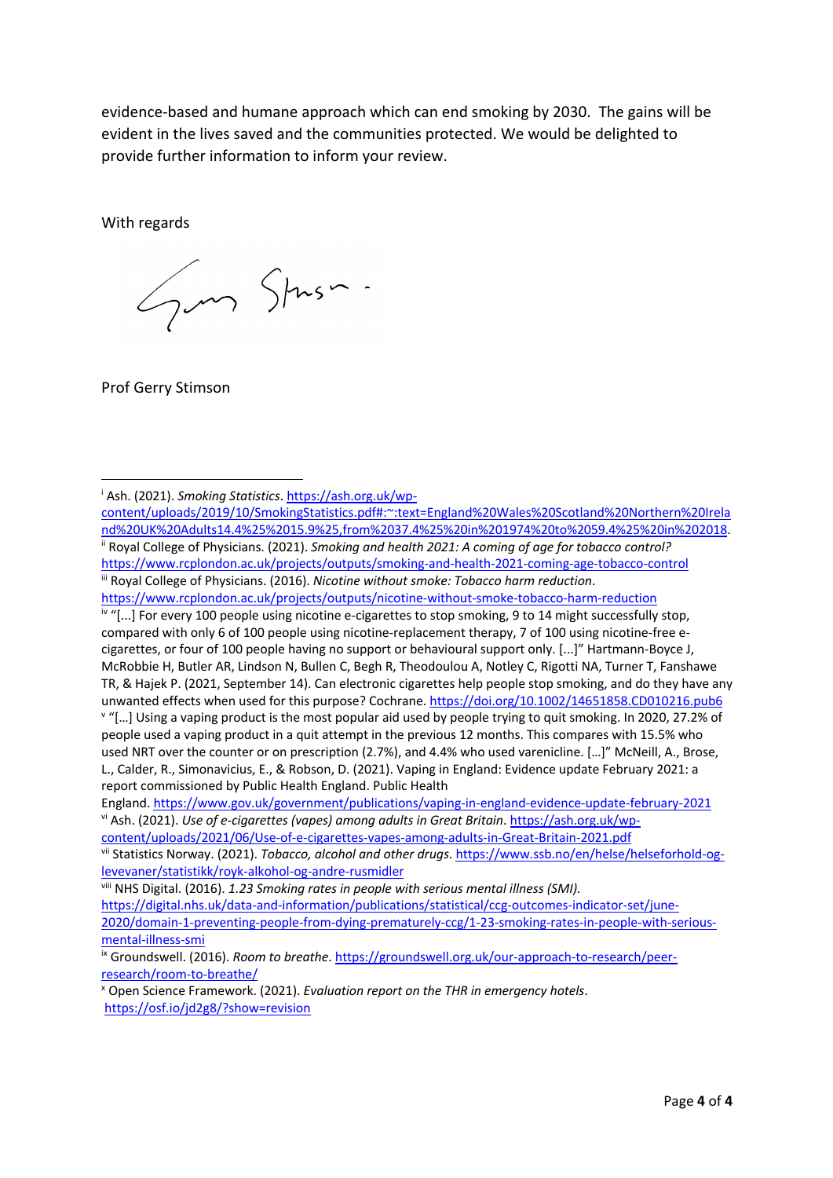evidence-based and humane approach which can end smoking by 2030. The gains will be evident in the lives saved and the communities protected. We would be delighted to provide further information to inform your review.

With regards

Prof Gerry Stimson

---

[i] Ash. (2021). *Smoking Statistics*. https://ash.org.uk/wp-content/uploads/2019/10/SmokingStatistics.pdf#:~:text=England%20Wales%20Scotland%20Northern%20Ireland%20UK%20Adults14.4%25%2015.9%25,from%2037.4%25%20in%201974%20to%2059.4%25%20in%202018.

[ii] Royal College of Physicians. (2021). *Smoking and health 2021: A coming of age for tobacco control?* https://www.rcplondon.ac.uk/projects/outputs/smoking-and-health-2021-coming-age-tobacco-control

[iii] Royal College of Physicians. (2016). *Nicotine without smoke: Tobacco harm reduction*. https://www.rcplondon.ac.uk/projects/outputs/nicotine-without-smoke-tobacco-harm-reduction

[iv] "[...] For every 100 people using nicotine e-cigarettes to stop smoking, 9 to 14 might successfully stop, compared with only 6 of 100 people using nicotine-replacement therapy, 7 of 100 using nicotine-free e-cigarettes, or four of 100 people having no support or behavioural support only. [...]" Hartmann-Boyce J, McRobbie H, Butler AR, Lindson N, Bullen C, Begh R, Theodoulou A, Notley C, Rigotti NA, Turner T, Fanshawe TR, & Hajek P. (2021, September 14). Can electronic cigarettes help people stop smoking, and do they have any unwanted effects when used for this purpose? Cochrane. https://doi.org/10.1002/14651858.CD010216.pub6

[v] "[…] Using a vaping product is the most popular aid used by people trying to quit smoking. In 2020, 27.2% of people used a vaping product in a quit attempt in the previous 12 months. This compares with 15.5% who used NRT over the counter or on prescription (2.7%), and 4.4% who used varenicline. […]" McNeill, A., Brose, L., Calder, R., Simonavicius, E., & Robson, D. (2021). Vaping in England: Evidence update February 2021: a report commissioned by Public Health England. Public Health England. https://www.gov.uk/government/publications/vaping-in-england-evidence-update-february-2021

[vi] Ash. (2021). *Use of e-cigarettes (vapes) among adults in Great Britain*. https://ash.org.uk/wp-content/uploads/2021/06/Use-of-e-cigarettes-vapes-among-adults-in-Great-Britain-2021.pdf

[vii] Statistics Norway. (2021). *Tobacco, alcohol and other drugs*. https://www.ssb.no/en/helse/helseforhold-og-levevaner/statistikk/royk-alkohol-og-andre-rusmidler

[viii] NHS Digital. (2016). *1.23 Smoking rates in people with serious mental illness (SMI).* https://digital.nhs.uk/data-and-information/publications/statistical/ccg-outcomes-indicator-set/june-2020/domain-1-preventing-people-from-dying-prematurely-ccg/1-23-smoking-rates-in-people-with-serious-mental-illness-smi

[ix] Groundswell. (2016). *Room to breathe*. https://groundswell.org.uk/our-approach-to-research/peer-research/room-to-breathe/

[x] Open Science Framework. (2021). *Evaluation report on the THR in emergency hotels*. https://osf.io/jd2g8/?show=revision